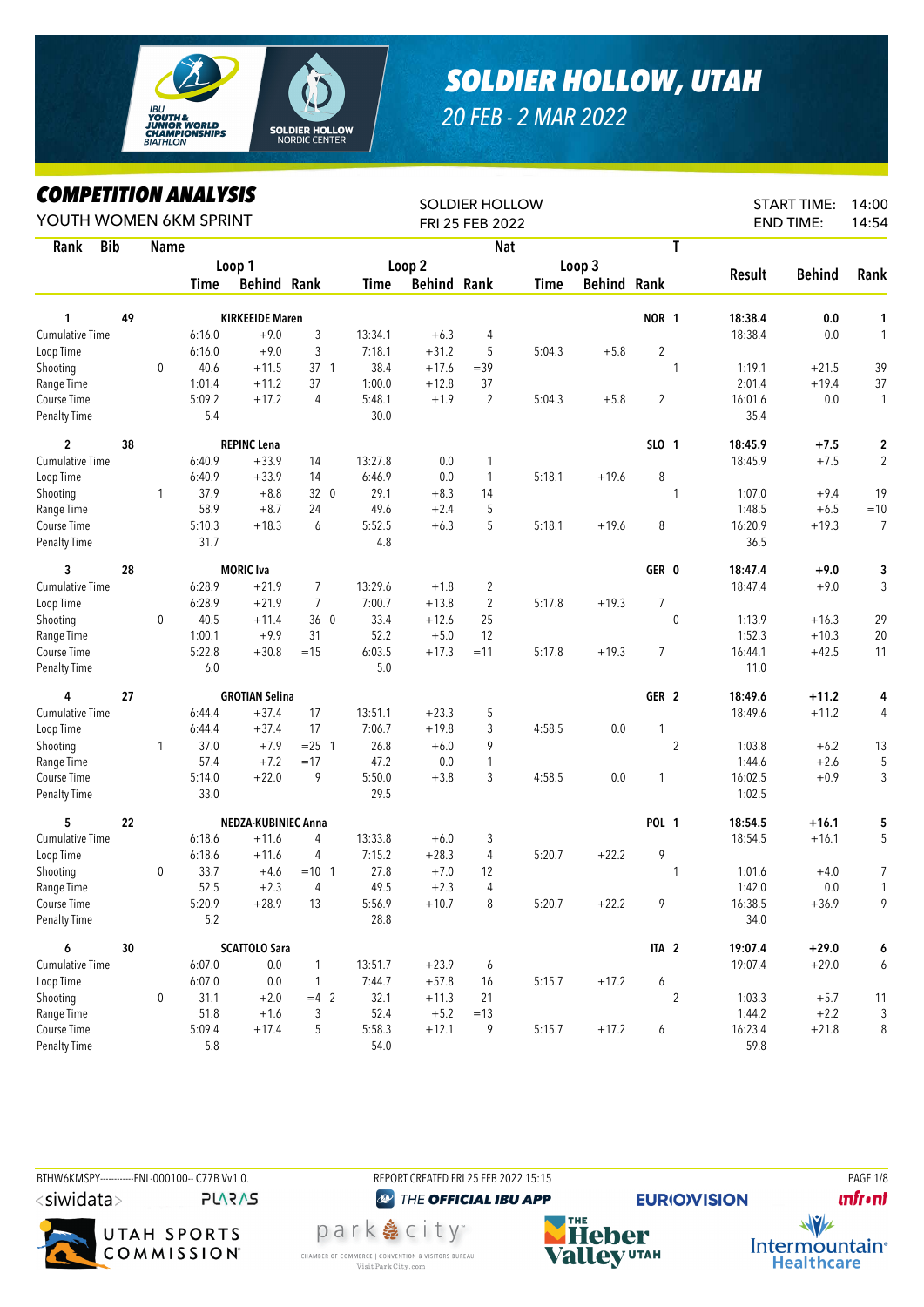# SOLDIER HOLLOW, UTAH

*20 FEB - 2 MAR 2022*

## COMPETITION ANALYSIS

YOUTH WOMEN 6KM SPRINT

SOLDIER HOLLOW
FRI 25 FEB 2022

START TIME: 14:00
END TIME: 14:54

| Rank | Bib | Name | Loop 1 Time | Loop 1 Behind | Loop 1 Rank | Loop 2 Time | Loop 2 Behind | Loop 2 Rank | Loop 3 Time | Loop 3 Behind | Loop 3 Rank | Nat / T | Result | Behind | Rank |
|---|---|---|---|---|---|---|---|---|---|---|---|---|---|---|---|
| 1 | 49 | KIRKEEIDE Maren | | | | | | | | | | NOR 1 | 18:38.4 | 0.0 | 1 |
| Cumulative Time | | | 6:16.0 | +9.0 | 3 | 13:34.1 | +6.3 | 4 | | | | | 18:38.4 | 0.0 | 1 |
| Loop Time | | | 6:16.0 | +9.0 | 3 | 7:18.1 | +31.2 | 5 | 5:04.3 | +5.8 | 2 | | | | |
| Shooting | | 0 | 40.6 | +11.5 | 37 1 | 38.4 | +17.6 | =39 | | | | 1 | 1:19.1 | +21.5 | 39 |
| Range Time | | | 1:01.4 | +11.2 | 37 | 1:00.0 | +12.8 | 37 | | | | | 2:01.4 | +19.4 | 37 |
| Course Time | | | 5:09.2 | +17.2 | 4 | 5:48.1 | +1.9 | 2 | 5:04.3 | +5.8 | 2 | | 16:01.6 | 0.0 | 1 |
| Penalty Time | | | 5.4 | | | 30.0 | | | | | | | 35.4 | | |
| 2 | 38 | REPINC Lena | | | | | | | | | | SLO 1 | 18:45.9 | +7.5 | 2 |
| Cumulative Time | | | 6:40.9 | +33.9 | 14 | 13:27.8 | 0.0 | 1 | | | | | 18:45.9 | +7.5 | 2 |
| Loop Time | | | 6:40.9 | +33.9 | 14 | 6:46.9 | 0.0 | 1 | 5:18.1 | +19.6 | 8 | | | | |
| Shooting | | 1 | 37.9 | +8.8 | 32 0 | 29.1 | +8.3 | 14 | | | | 1 | 1:07.0 | +9.4 | 19 |
| Range Time | | | 58.9 | +8.7 | 24 | 49.6 | +2.4 | 5 | | | | | 1:48.5 | +6.5 | =10 |
| Course Time | | | 5:10.3 | +18.3 | 6 | 5:52.5 | +6.3 | 5 | 5:18.1 | +19.6 | 8 | | 16:20.9 | +19.3 | 7 |
| Penalty Time | | | 31.7 | | | 4.8 | | | | | | | 36.5 | | |
| 3 | 28 | MORIC Iva | | | | | | | | | | GER 0 | 18:47.4 | +9.0 | 3 |
| Cumulative Time | | | 6:28.9 | +21.9 | 7 | 13:29.6 | +1.8 | 2 | | | | | 18:47.4 | +9.0 | 3 |
| Loop Time | | | 6:28.9 | +21.9 | 7 | 7:00.7 | +13.8 | 2 | 5:17.8 | +19.3 | 7 | | | | |
| Shooting | | 0 | 40.5 | +11.4 | 36 0 | 33.4 | +12.6 | 25 | | | | 0 | 1:13.9 | +16.3 | 29 |
| Range Time | | | 1:00.1 | +9.9 | 31 | 52.2 | +5.0 | 12 | | | | | 1:52.3 | +10.3 | 20 |
| Course Time | | | 5:22.8 | +30.8 | =15 | 6:03.5 | +17.3 | =11 | 5:17.8 | +19.3 | 7 | | 16:44.1 | +42.5 | 11 |
| Penalty Time | | | 6.0 | | | 5.0 | | | | | | | 11.0 | | |
| 4 | 27 | GROTIAN Selina | | | | | | | | | | GER 2 | 18:49.6 | +11.2 | 4 |
| Cumulative Time | | | 6:44.4 | +37.4 | 17 | 13:51.1 | +23.3 | 5 | | | | | 18:49.6 | +11.2 | 4 |
| Loop Time | | | 6:44.4 | +37.4 | 17 | 7:06.7 | +19.8 | 3 | 4:58.5 | 0.0 | 1 | | | | |
| Shooting | | 1 | 37.0 | +7.9 | =25 1 | 26.8 | +6.0 | 9 | | | | 2 | 1:03.8 | +6.2 | 13 |
| Range Time | | | 57.4 | +7.2 | =17 | 47.2 | 0.0 | 1 | | | | | 1:44.6 | +2.6 | 5 |
| Course Time | | | 5:14.0 | +22.0 | 9 | 5:50.0 | +3.8 | 3 | 4:58.5 | 0.0 | 1 | | 16:02.5 | +0.9 | 3 |
| Penalty Time | | | 33.0 | | | 29.5 | | | | | | | 1:02.5 | | |
| 5 | 22 | NEDZA-KUBINIEC Anna | | | | | | | | | | POL 1 | 18:54.5 | +16.1 | 5 |
| Cumulative Time | | | 6:18.6 | +11.6 | 4 | 13:33.8 | +6.0 | 3 | | | | | 18:54.5 | +16.1 | 5 |
| Loop Time | | | 6:18.6 | +11.6 | 4 | 7:15.2 | +28.3 | 4 | 5:20.7 | +22.2 | 9 | | | | |
| Shooting | | 0 | 33.7 | +4.6 | =10 1 | 27.8 | +7.0 | 12 | | | | 1 | 1:01.6 | +4.0 | 7 |
| Range Time | | | 52.5 | +2.3 | 4 | 49.5 | +2.3 | 4 | | | | | 1:42.0 | 0.0 | 1 |
| Course Time | | | 5:20.9 | +28.9 | 13 | 5:56.9 | +10.7 | 8 | 5:20.7 | +22.2 | 9 | | 16:38.5 | +36.9 | 9 |
| Penalty Time | | | 5.2 | | | 28.8 | | | | | | | 34.0 | | |
| 6 | 30 | SCATTOLO Sara | | | | | | | | | | ITA 2 | 19:07.4 | +29.0 | 6 |
| Cumulative Time | | | 6:07.0 | 0.0 | 1 | 13:51.7 | +23.9 | 6 | | | | | 19:07.4 | +29.0 | 6 |
| Loop Time | | | 6:07.0 | 0.0 | 1 | 7:44.7 | +57.8 | 16 | 5:15.7 | +17.2 | 6 | | | | |
| Shooting | | 0 | 31.1 | +2.0 | =4 2 | 32.1 | +11.3 | 21 | | | | 2 | 1:03.3 | +5.7 | 11 |
| Range Time | | | 51.8 | +1.6 | 3 | 52.4 | +5.2 | =13 | | | | | 1:44.2 | +2.2 | 3 |
| Course Time | | | 5:09.4 | +17.4 | 5 | 5:58.3 | +12.1 | 9 | 5:15.7 | +17.2 | 6 | | 16:23.4 | +21.8 | 8 |
| Penalty Time | | | 5.8 | | | 54.0 | | | | | | | 59.8 | | |

BTHW6KMSPY-----------FNL-000100-- C77B Vv1.0.   REPORT CREATED FRI 25 FEB 2022 15:15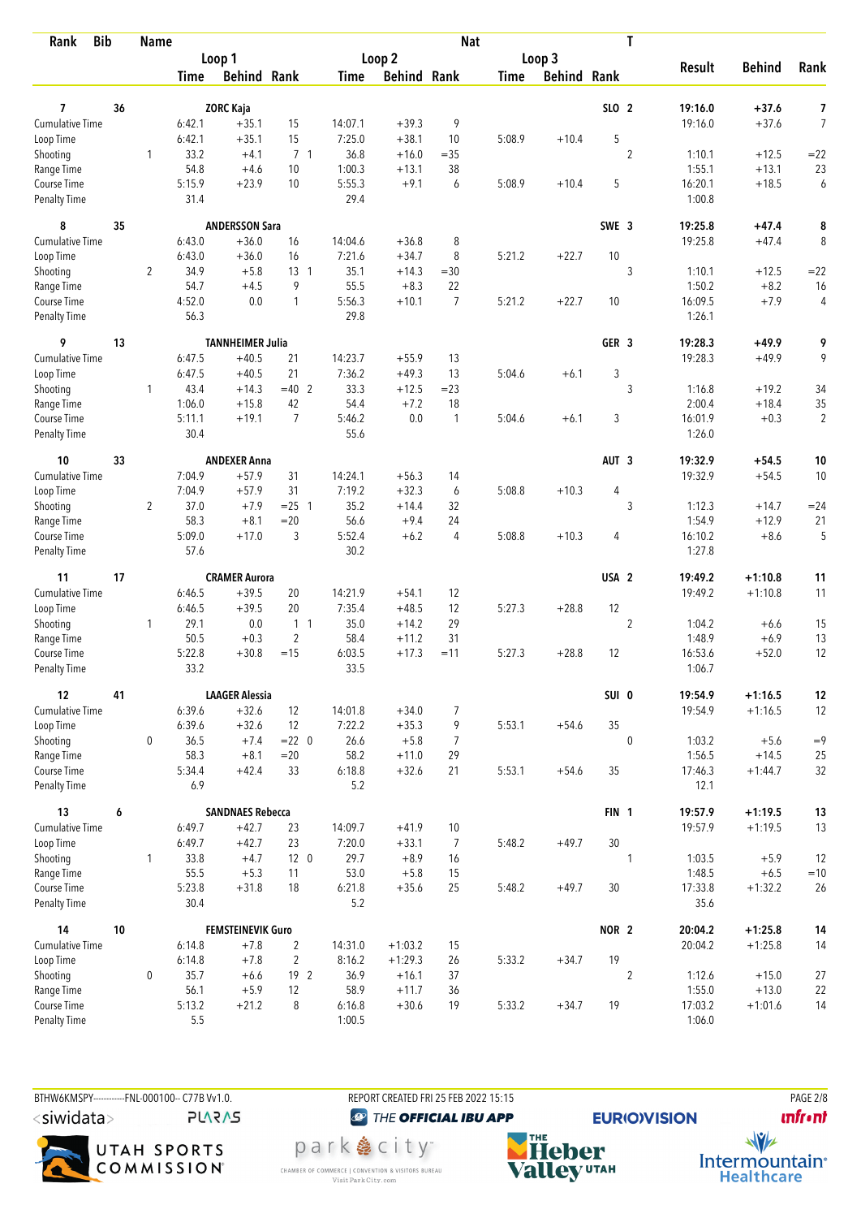| Rank | Bib | Name | | | | | | | Nat | | | T | | | |
|---|---|---|---|---|---|---|---|---|---|---|---|---|---|---|---|
| | | | Loop 1 | | | Loop 2 | | | Loop 3 | | | | Result | Behind | Rank |
| | | | Time | Behind | Rank | Time | Behind | Rank | Time | Behind | Rank | | | | |
| **7** | **36** | **ZORC Kaja** | | | | | | | | | | **SLO 2** | **19:16.0** | **+37.6** | **7** |
| Cumulative Time | | | 6:42.1 | +35.1 | 15 | 14:07.1 | +39.3 | 9 | | | | | 19:16.0 | +37.6 | 7 |
| Loop Time | | | 6:42.1 | +35.1 | 15 | 7:25.0 | +38.1 | 10 | 5:08.9 | +10.4 | 5 | | | | |
| Shooting | | 1 | 33.2 | +4.1 | 7 1 | 36.8 | +16.0 | =35 | | | | 2 | 1:10.1 | +12.5 | =22 |
| Range Time | | | 54.8 | +4.6 | 10 | 1:00.3 | +13.1 | 38 | | | | | 1:55.1 | +13.1 | 23 |
| Course Time | | | 5:15.9 | +23.9 | 10 | 5:55.3 | +9.1 | 6 | 5:08.9 | +10.4 | 5 | | 16:20.1 | +18.5 | 6 |
| Penalty Time | | | 31.4 | | | 29.4 | | | | | | | 1:00.8 | | |
| **8** | **35** | **ANDERSSON Sara** | | | | | | | | | | **SWE 3** | **19:25.8** | **+47.4** | **8** |
| Cumulative Time | | | 6:43.0 | +36.0 | 16 | 14:04.6 | +36.8 | 8 | | | | | 19:25.8 | +47.4 | 8 |
| Loop Time | | | 6:43.0 | +36.0 | 16 | 7:21.6 | +34.7 | 8 | 5:21.2 | +22.7 | 10 | | | | |
| Shooting | | 2 | 34.9 | +5.8 | 13 1 | 35.1 | +14.3 | =30 | | | | 3 | 1:10.1 | +12.5 | =22 |
| Range Time | | | 54.7 | +4.5 | 9 | 55.5 | +8.3 | 22 | | | | | 1:50.2 | +8.2 | 16 |
| Course Time | | | 4:52.0 | 0.0 | 1 | 5:56.3 | +10.1 | 7 | 5:21.2 | +22.7 | 10 | | 16:09.5 | +7.9 | 4 |
| Penalty Time | | | 56.3 | | | 29.8 | | | | | | | 1:26.1 | | |
| **9** | **13** | **TANNHEIMER Julia** | | | | | | | | | | **GER 3** | **19:28.3** | **+49.9** | **9** |
| Cumulative Time | | | 6:47.5 | +40.5 | 21 | 14:23.7 | +55.9 | 13 | | | | | 19:28.3 | +49.9 | 9 |
| Loop Time | | | 6:47.5 | +40.5 | 21 | 7:36.2 | +49.3 | 13 | 5:04.6 | +6.1 | 3 | | | | |
| Shooting | | 1 | 43.4 | +14.3 | =40 2 | 33.3 | +12.5 | =23 | | | | 3 | 1:16.8 | +19.2 | 34 |
| Range Time | | | 1:06.0 | +15.8 | 42 | 54.4 | +7.2 | 18 | | | | | 2:00.4 | +18.4 | 35 |
| Course Time | | | 5:11.1 | +19.1 | 7 | 5:46.2 | 0.0 | 1 | 5:04.6 | +6.1 | 3 | | 16:01.9 | +0.3 | 2 |
| Penalty Time | | | 30.4 | | | 55.6 | | | | | | | 1:26.0 | | |
| **10** | **33** | **ANDEXER Anna** | | | | | | | | | | **AUT 3** | **19:32.9** | **+54.5** | **10** |
| Cumulative Time | | | 7:04.9 | +57.9 | 31 | 14:24.1 | +56.3 | 14 | | | | | 19:32.9 | +54.5 | 10 |
| Loop Time | | | 7:04.9 | +57.9 | 31 | 7:19.2 | +32.3 | 6 | 5:08.8 | +10.3 | 4 | | | | |
| Shooting | | 2 | 37.0 | +7.9 | =25 1 | 35.2 | +14.4 | 32 | | | | 3 | 1:12.3 | +14.7 | =24 |
| Range Time | | | 58.3 | +8.1 | =20 | 56.6 | +9.4 | 24 | | | | | 1:54.9 | +12.9 | 21 |
| Course Time | | | 5:09.0 | +17.0 | 3 | 5:52.4 | +6.2 | 4 | 5:08.8 | +10.3 | 4 | | 16:10.2 | +8.6 | 5 |
| Penalty Time | | | 57.6 | | | 30.2 | | | | | | | 1:27.8 | | |
| **11** | **17** | **CRAMER Aurora** | | | | | | | | | | **USA 2** | **19:49.2** | **+1:10.8** | **11** |
| Cumulative Time | | | 6:46.5 | +39.5 | 20 | 14:21.9 | +54.1 | 12 | | | | | 19:49.2 | +1:10.8 | 11 |
| Loop Time | | | 6:46.5 | +39.5 | 20 | 7:35.4 | +48.5 | 12 | 5:27.3 | +28.8 | 12 | | | | |
| Shooting | | 1 | 29.1 | 0.0 | 1 1 | 35.0 | +14.2 | 29 | | | | 2 | 1:04.2 | +6.6 | 15 |
| Range Time | | | 50.5 | +0.3 | 2 | 58.4 | +11.2 | 31 | | | | | 1:48.9 | +6.9 | 13 |
| Course Time | | | 5:22.8 | +30.8 | =15 | 6:03.5 | +17.3 | =11 | 5:27.3 | +28.8 | 12 | | 16:53.6 | +52.0 | 12 |
| Penalty Time | | | 33.2 | | | 33.5 | | | | | | | 1:06.7 | | |
| **12** | **41** | **LAAGER Alessia** | | | | | | | | | | **SUI 0** | **19:54.9** | **+1:16.5** | **12** |
| Cumulative Time | | | 6:39.6 | +32.6 | 12 | 14:01.8 | +34.0 | 7 | | | | | 19:54.9 | +1:16.5 | 12 |
| Loop Time | | | 6:39.6 | +32.6 | 12 | 7:22.2 | +35.3 | 9 | 5:53.1 | +54.6 | 35 | | | | |
| Shooting | | 0 | 36.5 | +7.4 | =22 0 | 26.6 | +5.8 | 7 | | | | 0 | 1:03.2 | +5.6 | =9 |
| Range Time | | | 58.3 | +8.1 | =20 | 58.2 | +11.0 | 29 | | | | | 1:56.5 | +14.5 | 25 |
| Course Time | | | 5:34.4 | +42.4 | 33 | 6:18.8 | +32.6 | 21 | 5:53.1 | +54.6 | 35 | | 17:46.3 | +1:44.7 | 32 |
| Penalty Time | | | 6.9 | | | 5.2 | | | | | | | 12.1 | | |
| **13** | **6** | **SANDNAES Rebecca** | | | | | | | | | | **FIN 1** | **19:57.9** | **+1:19.5** | **13** |
| Cumulative Time | | | 6:49.7 | +42.7 | 23 | 14:09.7 | +41.9 | 10 | | | | | 19:57.9 | +1:19.5 | 13 |
| Loop Time | | | 6:49.7 | +42.7 | 23 | 7:20.0 | +33.1 | 7 | 5:48.2 | +49.7 | 30 | | | | |
| Shooting | | 1 | 33.8 | +4.7 | 12 0 | 29.7 | +8.9 | 16 | | | | 1 | 1:03.5 | +5.9 | 12 |
| Range Time | | | 55.5 | +5.3 | 11 | 53.0 | +5.8 | 15 | | | | | 1:48.5 | +6.5 | =10 |
| Course Time | | | 5:23.8 | +31.8 | 18 | 6:21.8 | +35.6 | 25 | 5:48.2 | +49.7 | 30 | | 17:33.8 | +1:32.2 | 26 |
| Penalty Time | | | 30.4 | | | 5.2 | | | | | | | 35.6 | | |
| **14** | **10** | **FEMSTEINEVIK Guro** | | | | | | | | | | **NOR 2** | **20:04.2** | **+1:25.8** | **14** |
| Cumulative Time | | | 6:14.8 | +7.8 | 2 | 14:31.0 | +1:03.2 | 15 | | | | | 20:04.2 | +1:25.8 | 14 |
| Loop Time | | | 6:14.8 | +7.8 | 2 | 8:16.2 | +1:29.3 | 26 | 5:33.2 | +34.7 | 19 | | | | |
| Shooting | | 0 | 35.7 | +6.6 | 19 2 | 36.9 | +16.1 | 37 | | | | 2 | 1:12.6 | +15.0 | 27 |
| Range Time | | | 56.1 | +5.9 | 12 | 58.9 | +11.7 | 36 | | | | | 1:55.0 | +13.0 | 22 |
| Course Time | | | 5:13.2 | +21.2 | 8 | 6:16.8 | +30.6 | 19 | 5:33.2 | +34.7 | 19 | | 17:03.2 | +1:01.6 | 14 |
| Penalty Time | | | 5.5 | | | 1:00.5 | | | | | | | 1:06.0 | | |

BTHW6KMSPY-----------FNL-000100-- C77B Vv1.0. REPORT CREATED FRI 25 FEB 2022 15:15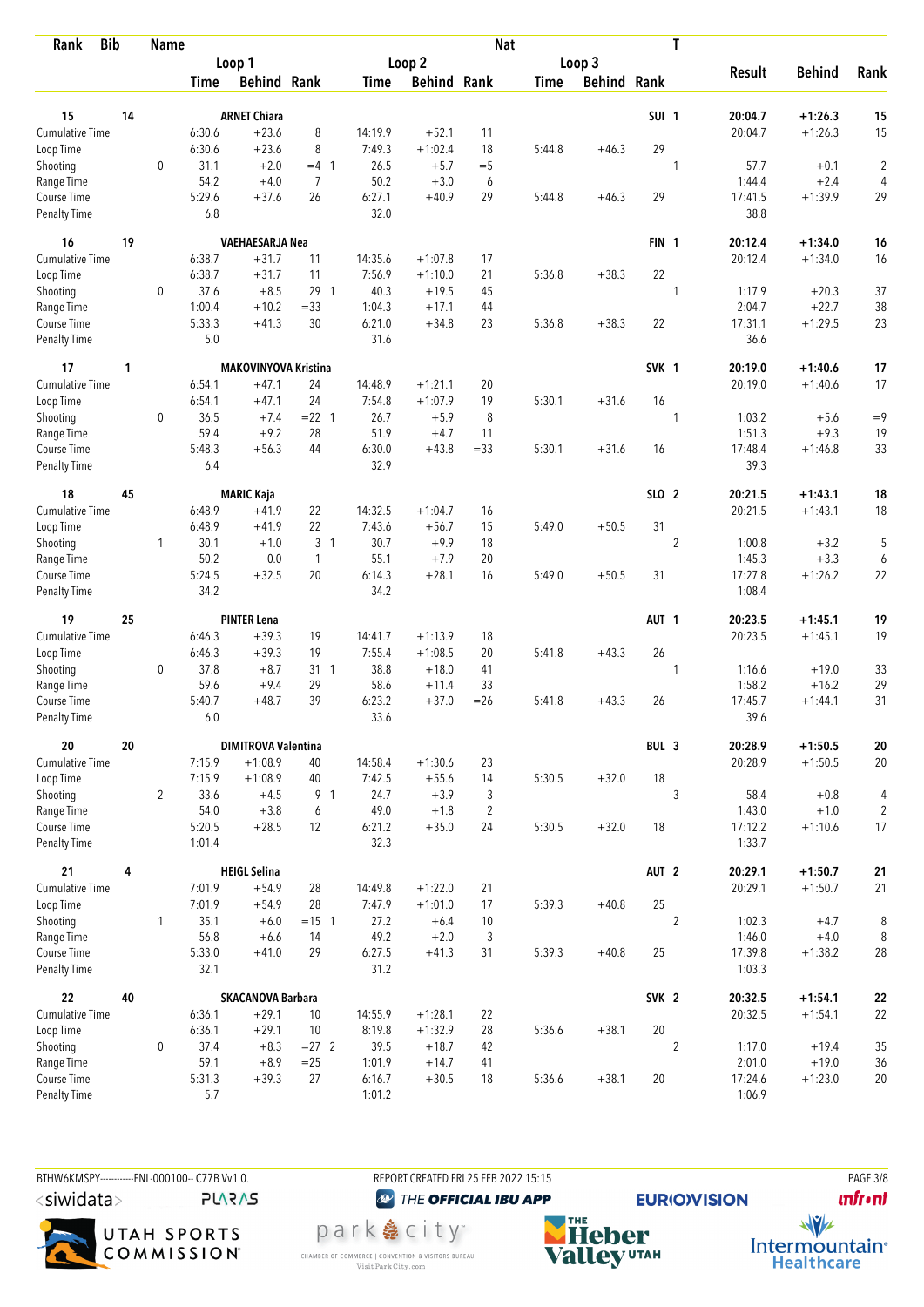| Rank | Bib | Name | | | | | | | Nat | | | T | | | |
|---|---|---|---|---|---|---|---|---|---|---|---|---|---|---|---|
| | | | Loop 1 | | | Loop 2 | | | Loop 3 | | | | Result | Behind | Rank |
| | | | Time | Behind | Rank | Time | Behind | Rank | Time | Behind | Rank | | | | |
| **15** | **14** | **ARNET Chiara** | | | | | | | | | **SUI** | **1** | **20:04.7** | **+1:26.3** | **15** |
| Cumulative Time | | | 6:30.6 | +23.6 | 8 | 14:19.9 | +52.1 | 11 | | | | | 20:04.7 | +1:26.3 | 15 |
| Loop Time | | | 6:30.6 | +23.6 | 8 | 7:49.3 | +1:02.4 | 18 | 5:44.8 | +46.3 | 29 | | | | |
| Shooting | | 0 | 31.1 | +2.0 | =4 1 | 26.5 | +5.7 | =5 | | | | 1 | 57.7 | +0.1 | 2 |
| Range Time | | | 54.2 | +4.0 | 7 | 50.2 | +3.0 | 6 | | | | | 1:44.4 | +2.4 | 4 |
| Course Time | | | 5:29.6 | +37.6 | 26 | 6:27.1 | +40.9 | 29 | 5:44.8 | +46.3 | 29 | | 17:41.5 | +1:39.9 | 29 |
| Penalty Time | | | 6.8 | | | 32.0 | | | | | | | 38.8 | | |
| **16** | **19** | **VAEHAESARJA Nea** | | | | | | | | | **FIN** | **1** | **20:12.4** | **+1:34.0** | **16** |
| Cumulative Time | | | 6:38.7 | +31.7 | 11 | 14:35.6 | +1:07.8 | 17 | | | | | 20:12.4 | +1:34.0 | 16 |
| Loop Time | | | 6:38.7 | +31.7 | 11 | 7:56.9 | +1:10.0 | 21 | 5:36.8 | +38.3 | 22 | | | | |
| Shooting | | 0 | 37.6 | +8.5 | 29 1 | 40.3 | +19.5 | 45 | | | | 1 | 1:17.9 | +20.3 | 37 |
| Range Time | | | 1:00.4 | +10.2 | =33 | 1:04.3 | +17.1 | 44 | | | | | 2:04.7 | +22.7 | 38 |
| Course Time | | | 5:33.3 | +41.3 | 30 | 6:21.0 | +34.8 | 23 | 5:36.8 | +38.3 | 22 | | 17:31.1 | +1:29.5 | 23 |
| Penalty Time | | | 5.0 | | | 31.6 | | | | | | | 36.6 | | |
| **17** | **1** | **MAKOVINYOVA Kristina** | | | | | | | | | **SVK** | **1** | **20:19.0** | **+1:40.6** | **17** |
| Cumulative Time | | | 6:54.1 | +47.1 | 24 | 14:48.9 | +1:21.1 | 20 | | | | | 20:19.0 | +1:40.6 | 17 |
| Loop Time | | | 6:54.1 | +47.1 | 24 | 7:54.8 | +1:07.9 | 19 | 5:30.1 | +31.6 | 16 | | | | |
| Shooting | | 0 | 36.5 | +7.4 | =22 1 | 26.7 | +5.9 | 8 | | | | 1 | 1:03.2 | +5.6 | =9 |
| Range Time | | | 59.4 | +9.2 | 28 | 51.9 | +4.7 | 11 | | | | | 1:51.3 | +9.3 | 19 |
| Course Time | | | 5:48.3 | +56.3 | 44 | 6:30.0 | +43.8 | =33 | 5:30.1 | +31.6 | 16 | | 17:48.4 | +1:46.8 | 33 |
| Penalty Time | | | 6.4 | | | 32.9 | | | | | | | 39.3 | | |
| **18** | **45** | **MARIC Kaja** | | | | | | | | | **SLO** | **2** | **20:21.5** | **+1:43.1** | **18** |
| Cumulative Time | | | 6:48.9 | +41.9 | 22 | 14:32.5 | +1:04.7 | 16 | | | | | 20:21.5 | +1:43.1 | 18 |
| Loop Time | | | 6:48.9 | +41.9 | 22 | 7:43.6 | +56.7 | 15 | 5:49.0 | +50.5 | 31 | | | | |
| Shooting | | 1 | 30.1 | +1.0 | 3 1 | 30.7 | +9.9 | 18 | | | | 2 | 1:00.8 | +3.2 | 5 |
| Range Time | | | 50.2 | 0.0 | 1 | 55.1 | +7.9 | 20 | | | | | 1:45.3 | +3.3 | 6 |
| Course Time | | | 5:24.5 | +32.5 | 20 | 6:14.3 | +28.1 | 16 | 5:49.0 | +50.5 | 31 | | 17:27.8 | +1:26.2 | 22 |
| Penalty Time | | | 34.2 | | | 34.2 | | | | | | | 1:08.4 | | |
| **19** | **25** | **PINTER Lena** | | | | | | | | | **AUT** | **1** | **20:23.5** | **+1:45.1** | **19** |
| Cumulative Time | | | 6:46.3 | +39.3 | 19 | 14:41.7 | +1:13.9 | 18 | | | | | 20:23.5 | +1:45.1 | 19 |
| Loop Time | | | 6:46.3 | +39.3 | 19 | 7:55.4 | +1:08.5 | 20 | 5:41.8 | +43.3 | 26 | | | | |
| Shooting | | 0 | 37.8 | +8.7 | 31 1 | 38.8 | +18.0 | 41 | | | | 1 | 1:16.6 | +19.0 | 33 |
| Range Time | | | 59.6 | +9.4 | 29 | 58.6 | +11.4 | 33 | | | | | 1:58.2 | +16.2 | 29 |
| Course Time | | | 5:40.7 | +48.7 | 39 | 6:23.2 | +37.0 | =26 | 5:41.8 | +43.3 | 26 | | 17:45.7 | +1:44.1 | 31 |
| Penalty Time | | | 6.0 | | | 33.6 | | | | | | | 39.6 | | |
| **20** | **20** | **DIMITROVA Valentina** | | | | | | | | | **BUL** | **3** | **20:28.9** | **+1:50.5** | **20** |
| Cumulative Time | | | 7:15.9 | +1:08.9 | 40 | 14:58.4 | +1:30.6 | 23 | | | | | 20:28.9 | +1:50.5 | 20 |
| Loop Time | | | 7:15.9 | +1:08.9 | 40 | 7:42.5 | +55.6 | 14 | 5:30.5 | +32.0 | 18 | | | | |
| Shooting | | 2 | 33.6 | +4.5 | 9 1 | 24.7 | +3.9 | 3 | | | | 3 | 58.4 | +0.8 | 4 |
| Range Time | | | 54.0 | +3.8 | 6 | 49.0 | +1.8 | 2 | | | | | 1:43.0 | +1.0 | 2 |
| Course Time | | | 5:20.5 | +28.5 | 12 | 6:21.2 | +35.0 | 24 | 5:30.5 | +32.0 | 18 | | 17:12.2 | +1:10.6 | 17 |
| Penalty Time | | | 1:01.4 | | | 32.3 | | | | | | | 1:33.7 | | |
| **21** | **4** | **HEIGL Selina** | | | | | | | | | **AUT** | **2** | **20:29.1** | **+1:50.7** | **21** |
| Cumulative Time | | | 7:01.9 | +54.9 | 28 | 14:49.8 | +1:22.0 | 21 | | | | | 20:29.1 | +1:50.7 | 21 |
| Loop Time | | | 7:01.9 | +54.9 | 28 | 7:47.9 | +1:01.0 | 17 | 5:39.3 | +40.8 | 25 | | | | |
| Shooting | | 1 | 35.1 | +6.0 | =15 1 | 27.2 | +6.4 | 10 | | | | 2 | 1:02.3 | +4.7 | 8 |
| Range Time | | | 56.8 | +6.6 | 14 | 49.2 | +2.0 | 3 | | | | | 1:46.0 | +4.0 | 8 |
| Course Time | | | 5:33.0 | +41.0 | 29 | 6:27.5 | +41.3 | 31 | 5:39.3 | +40.8 | 25 | | 17:39.8 | +1:38.2 | 28 |
| Penalty Time | | | 32.1 | | | 31.2 | | | | | | | 1:03.3 | | |
| **22** | **40** | **SKACANOVA Barbara** | | | | | | | | | **SVK** | **2** | **20:32.5** | **+1:54.1** | **22** |
| Cumulative Time | | | 6:36.1 | +29.1 | 10 | 14:55.9 | +1:28.1 | 22 | | | | | 20:32.5 | +1:54.1 | 22 |
| Loop Time | | | 6:36.1 | +29.1 | 10 | 8:19.8 | +1:32.9 | 28 | 5:36.6 | +38.1 | 20 | | | | |
| Shooting | | 0 | 37.4 | +8.3 | =27 2 | 39.5 | +18.7 | 42 | | | | 2 | 1:17.0 | +19.4 | 35 |
| Range Time | | | 59.1 | +8.9 | =25 | 1:01.9 | +14.7 | 41 | | | | | 2:01.0 | +19.0 | 36 |
| Course Time | | | 5:31.3 | +39.3 | 27 | 6:16.7 | +30.5 | 18 | 5:36.6 | +38.1 | 20 | | 17:24.6 | +1:23.0 | 20 |
| Penalty Time | | | 5.7 | | | 1:01.2 | | | | | | | 1:06.9 | | |

BTHW6KMSPY-----------FNL-000100-- C77B Vv1.0. REPORT CREATED FRI 25 FEB 2022 15:15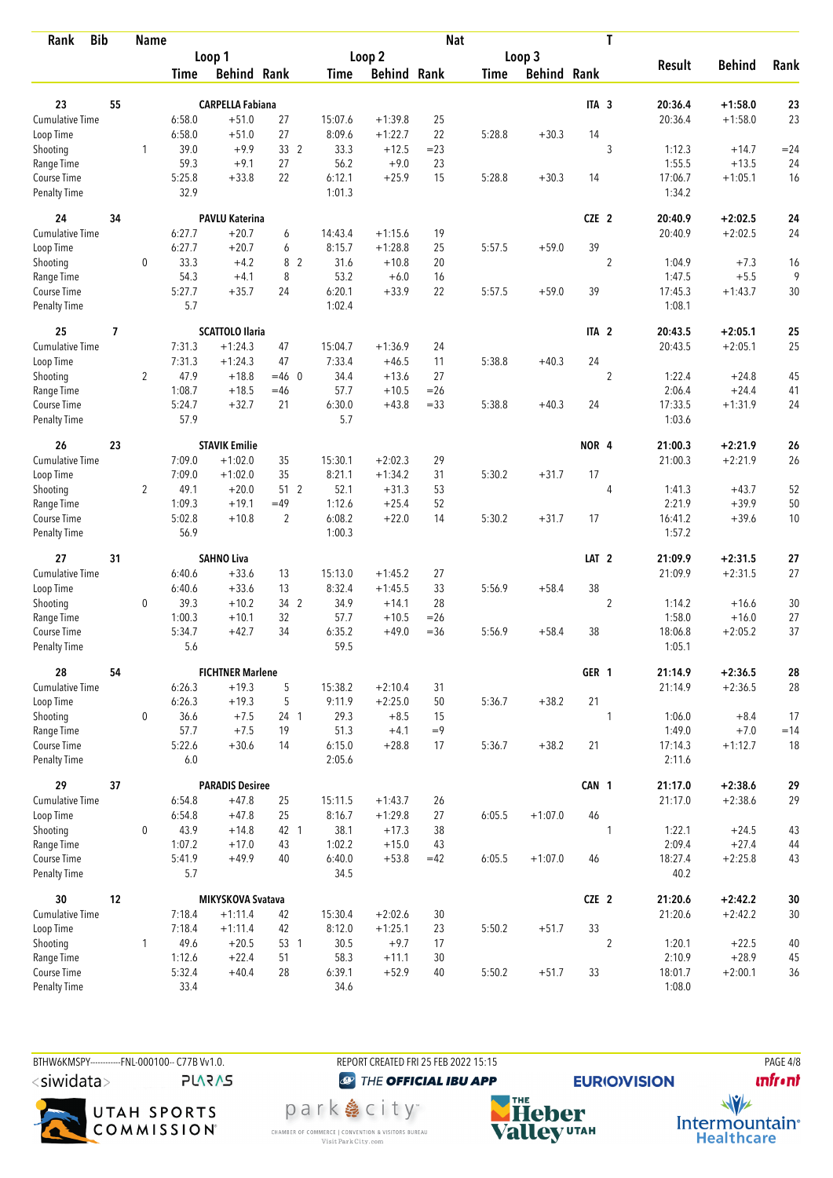| Rank | Bib | Name | Loop 1 Time | Loop 1 Behind | Loop 1 Rank | Loop 2 Time | Loop 2 Behind | Loop 2 Rank | Loop 3 Time | Loop 3 Behind | Loop 3 Rank | Nat / T | Result | Behind | Rank |
|---|---|---|---|---|---|---|---|---|---|---|---|---|---|---|---|
| 23 | 55 | CARPELLA Fabiana | | | | | | | | | | ITA 3 | 20:36.4 | +1:58.0 | 23 |
| Cumulative Time | | | 6:58.0 | +51.0 | 27 | 15:07.6 | +1:39.8 | 25 | | | | | 20:36.4 | +1:58.0 | 23 |
| Loop Time | | | 6:58.0 | +51.0 | 27 | 8:09.6 | +1:22.7 | 22 | 5:28.8 | +30.3 | 14 | | | | |
| Shooting | | 1 | 39.0 | +9.9 | 33 2 | 33.3 | +12.5 | =23 | | | | 3 | 1:12.3 | +14.7 | =24 |
| Range Time | | | 59.3 | +9.1 | 27 | 56.2 | +9.0 | 23 | | | | | 1:55.5 | +13.5 | 24 |
| Course Time | | | 5:25.8 | +33.8 | 22 | 6:12.1 | +25.9 | 15 | 5:28.8 | +30.3 | 14 | | 17:06.7 | +1:05.1 | 16 |
| Penalty Time | | | 32.9 | | | 1:01.3 | | | | | | | 1:34.2 | | |
| 24 | 34 | PAVLU Katerina | | | | | | | | | | CZE 2 | 20:40.9 | +2:02.5 | 24 |
| Cumulative Time | | | 6:27.7 | +20.7 | 6 | 14:43.4 | +1:15.6 | 19 | | | | | 20:40.9 | +2:02.5 | 24 |
| Loop Time | | | 6:27.7 | +20.7 | 6 | 8:15.7 | +1:28.8 | 25 | 5:57.5 | +59.0 | 39 | | | | |
| Shooting | | 0 | 33.3 | +4.2 | 8 2 | 31.6 | +10.8 | 20 | | | | 2 | 1:04.9 | +7.3 | 16 |
| Range Time | | | 54.3 | +4.1 | 8 | 53.2 | +6.0 | 16 | | | | | 1:47.5 | +5.5 | 9 |
| Course Time | | | 5:27.7 | +35.7 | 24 | 6:20.1 | +33.9 | 22 | 5:57.5 | +59.0 | 39 | | 17:45.3 | +1:43.7 | 30 |
| Penalty Time | | | 5.7 | | | 1:02.4 | | | | | | | 1:08.1 | | |
| 25 | 7 | SCATTOLO Ilaria | | | | | | | | | | ITA 2 | 20:43.5 | +2:05.1 | 25 |
| Cumulative Time | | | 7:31.3 | +1:24.3 | 47 | 15:04.7 | +1:36.9 | 24 | | | | | 20:43.5 | +2:05.1 | 25 |
| Loop Time | | | 7:31.3 | +1:24.3 | 47 | 7:33.4 | +46.5 | 11 | 5:38.8 | +40.3 | 24 | | | | |
| Shooting | | 2 | 47.9 | +18.8 | =46 0 | 34.4 | +13.6 | 27 | | | | 2 | 1:22.4 | +24.8 | 45 |
| Range Time | | | 1:08.7 | +18.5 | =46 | 57.7 | +10.5 | =26 | | | | | 2:06.4 | +24.4 | 41 |
| Course Time | | | 5:24.7 | +32.7 | 21 | 6:30.0 | +43.8 | =33 | 5:38.8 | +40.3 | 24 | | 17:33.5 | +1:31.9 | 24 |
| Penalty Time | | | 57.9 | | | 5.7 | | | | | | | 1:03.6 | | |
| 26 | 23 | STAVIK Emilie | | | | | | | | | | NOR 4 | 21:00.3 | +2:21.9 | 26 |
| Cumulative Time | | | 7:09.0 | +1:02.0 | 35 | 15:30.1 | +2:02.3 | 29 | | | | | 21:00.3 | +2:21.9 | 26 |
| Loop Time | | | 7:09.0 | +1:02.0 | 35 | 8:21.1 | +1:34.2 | 31 | 5:30.2 | +31.7 | 17 | | | | |
| Shooting | | 2 | 49.1 | +20.0 | 51 2 | 52.1 | +31.3 | 53 | | | | 4 | 1:41.3 | +43.7 | 52 |
| Range Time | | | 1:09.3 | +19.1 | =49 | 1:12.6 | +25.4 | 52 | | | | | 2:21.9 | +39.9 | 50 |
| Course Time | | | 5:02.8 | +10.8 | 2 | 6:08.2 | +22.0 | 14 | 5:30.2 | +31.7 | 17 | | 16:41.2 | +39.6 | 10 |
| Penalty Time | | | 56.9 | | | 1:00.3 | | | | | | | 1:57.2 | | |
| 27 | 31 | SAHNO Liva | | | | | | | | | | LAT 2 | 21:09.9 | +2:31.5 | 27 |
| Cumulative Time | | | 6:40.6 | +33.6 | 13 | 15:13.0 | +1:45.2 | 27 | | | | | 21:09.9 | +2:31.5 | 27 |
| Loop Time | | | 6:40.6 | +33.6 | 13 | 8:32.4 | +1:45.5 | 33 | 5:56.9 | +58.4 | 38 | | | | |
| Shooting | | 0 | 39.3 | +10.2 | 34 2 | 34.9 | +14.1 | 28 | | | | 2 | 1:14.2 | +16.6 | 30 |
| Range Time | | | 1:00.3 | +10.1 | 32 | 57.7 | +10.5 | =26 | | | | | 1:58.0 | +16.0 | 27 |
| Course Time | | | 5:34.7 | +42.7 | 34 | 6:35.2 | +49.0 | =36 | 5:56.9 | +58.4 | 38 | | 18:06.8 | +2:05.2 | 37 |
| Penalty Time | | | 5.6 | | | 59.5 | | | | | | | 1:05.1 | | |
| 28 | 54 | FICHTNER Marlene | | | | | | | | | | GER 1 | 21:14.9 | +2:36.5 | 28 |
| Cumulative Time | | | 6:26.3 | +19.3 | 5 | 15:38.2 | +2:10.4 | 31 | | | | | 21:14.9 | +2:36.5 | 28 |
| Loop Time | | | 6:26.3 | +19.3 | 5 | 9:11.9 | +2:25.0 | 50 | 5:36.7 | +38.2 | 21 | | | | |
| Shooting | | 0 | 36.6 | +7.5 | 24 1 | 29.3 | +8.5 | 15 | | | | 1 | 1:06.0 | +8.4 | 17 |
| Range Time | | | 57.7 | +7.5 | 19 | 51.3 | +4.1 | =9 | | | | | 1:49.0 | +7.0 | =14 |
| Course Time | | | 5:22.6 | +30.6 | 14 | 6:15.0 | +28.8 | 17 | 5:36.7 | +38.2 | 21 | | 17:14.3 | +1:12.7 | 18 |
| Penalty Time | | | 6.0 | | | 2:05.6 | | | | | | | 2:11.6 | | |
| 29 | 37 | PARADIS Desiree | | | | | | | | | | CAN 1 | 21:17.0 | +2:38.6 | 29 |
| Cumulative Time | | | 6:54.8 | +47.8 | 25 | 15:11.5 | +1:43.7 | 26 | | | | | 21:17.0 | +2:38.6 | 29 |
| Loop Time | | | 6:54.8 | +47.8 | 25 | 8:16.7 | +1:29.8 | 27 | 6:05.5 | +1:07.0 | 46 | | | | |
| Shooting | | 0 | 43.9 | +14.8 | 42 1 | 38.1 | +17.3 | 38 | | | | 1 | 1:22.1 | +24.5 | 43 |
| Range Time | | | 1:07.2 | +17.0 | 43 | 1:02.2 | +15.0 | 43 | | | | | 2:09.4 | +27.4 | 44 |
| Course Time | | | 5:41.9 | +49.9 | 40 | 6:40.0 | +53.8 | =42 | 6:05.5 | +1:07.0 | 46 | | 18:27.4 | +2:25.8 | 43 |
| Penalty Time | | | 5.7 | | | 34.5 | | | | | | | 40.2 | | |
| 30 | 12 | MIKYSKOVA Svatava | | | | | | | | | | CZE 2 | 21:20.6 | +2:42.2 | 30 |
| Cumulative Time | | | 7:18.4 | +1:11.4 | 42 | 15:30.4 | +2:02.6 | 30 | | | | | 21:20.6 | +2:42.2 | 30 |
| Loop Time | | | 7:18.4 | +1:11.4 | 42 | 8:12.0 | +1:25.1 | 23 | 5:50.2 | +51.7 | 33 | | | | |
| Shooting | | 1 | 49.6 | +20.5 | 53 1 | 30.5 | +9.7 | 17 | | | | 2 | 1:20.1 | +22.5 | 40 |
| Range Time | | | 1:12.6 | +22.4 | 51 | 58.3 | +11.1 | 30 | | | | | 2:10.9 | +28.9 | 45 |
| Course Time | | | 5:32.4 | +40.4 | 28 | 6:39.1 | +52.9 | 40 | 5:50.2 | +51.7 | 33 | | 18:01.7 | +2:00.1 | 36 |
| Penalty Time | | | 33.4 | | | 34.6 | | | | | | | 1:08.0 | | |

BTHW6KMSPY-----------FNL-000100-- C77B Vv1.0. REPORT CREATED FRI 25 FEB 2022 15:15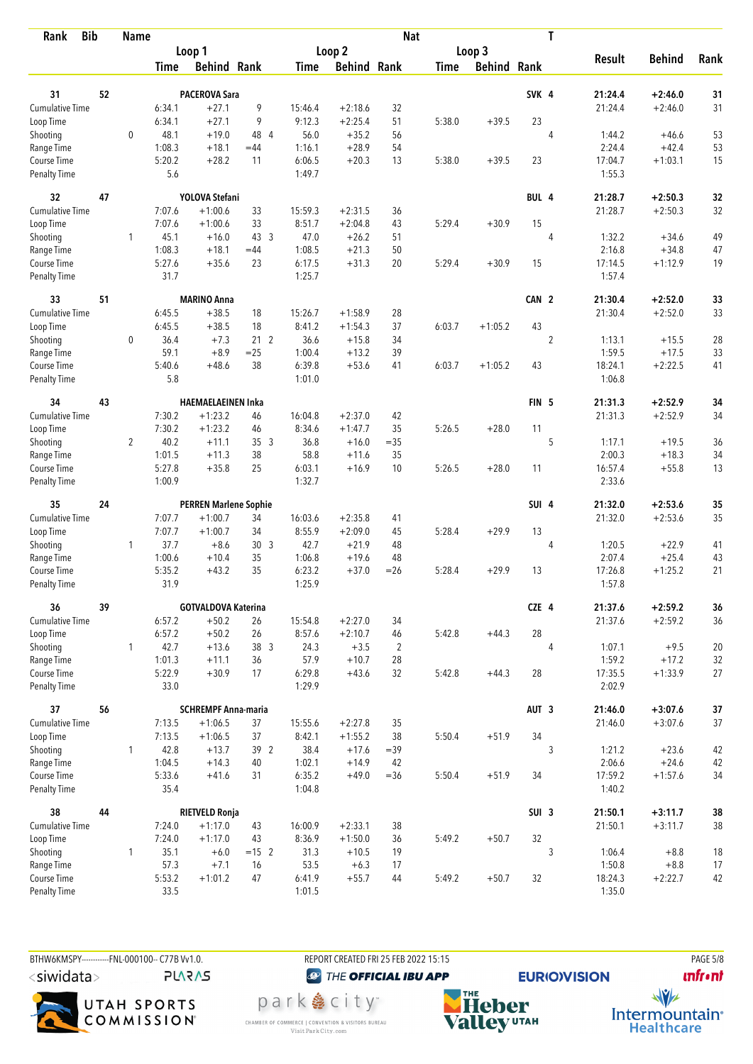| Rank | Bib | Name | | Loop 1 Time | Loop 1 Behind | Loop 1 Rank | | Loop 2 Time | Loop 2 Behind | Loop 2 Rank | Loop 3 Time | Loop 3 Behind | Loop 3 Rank | Nat | T | Result | Behind | Rank |
|---|---|---|---|---|---|---|---|---|---|---|---|---|---|---|---|---|---|---|
| 31 | 52 | PACEROVA Sara | | | | | | | | | | | | SVK | 4 | 21:24.4 | +2:46.0 | 31 |
| Cumulative Time | | | | 6:34.1 | +27.1 | 9 | | 15:46.4 | +2:18.6 | 32 | | | | | | 21:24.4 | +2:46.0 | 31 |
| Loop Time | | | | 6:34.1 | +27.1 | 9 | | 9:12.3 | +2:25.4 | 51 | 5:38.0 | +39.5 | 23 | | | | | |
| Shooting | | | 0 | 48.1 | +19.0 | 48 | 4 | 56.0 | +35.2 | 56 | | | | | 4 | 1:44.2 | +46.6 | 53 |
| Range Time | | | | 1:08.3 | +18.1 | =44 | | 1:16.1 | +28.9 | 54 | | | | | | 2:24.4 | +42.4 | 53 |
| Course Time | | | | 5:20.2 | +28.2 | 11 | | 6:06.5 | +20.3 | 13 | 5:38.0 | +39.5 | 23 | | | 17:04.7 | +1:03.1 | 15 |
| Penalty Time | | | | 5.6 | | | | 1:49.7 | | | | | | | | 1:55.3 | | |
| 32 | 47 | YOLOVA Stefani | | | | | | | | | | | | BUL | 4 | 21:28.7 | +2:50.3 | 32 |
| Cumulative Time | | | | 7:07.6 | +1:00.6 | 33 | | 15:59.3 | +2:31.5 | 36 | | | | | | 21:28.7 | +2:50.3 | 32 |
| Loop Time | | | | 7:07.6 | +1:00.6 | 33 | | 8:51.7 | +2:04.8 | 43 | 5:29.4 | +30.9 | 15 | | | | | |
| Shooting | | | 1 | 45.1 | +16.0 | 43 | 3 | 47.0 | +26.2 | 51 | | | | | 4 | 1:32.2 | +34.6 | 49 |
| Range Time | | | | 1:08.3 | +18.1 | =44 | | 1:08.5 | +21.3 | 50 | | | | | | 2:16.8 | +34.8 | 47 |
| Course Time | | | | 5:27.6 | +35.6 | 23 | | 6:17.5 | +31.3 | 20 | 5:29.4 | +30.9 | 15 | | | 17:14.5 | +1:12.9 | 19 |
| Penalty Time | | | | 31.7 | | | | 1:25.7 | | | | | | | | 1:57.4 | | |
| 33 | 51 | MARINO Anna | | | | | | | | | | | | CAN | 2 | 21:30.4 | +2:52.0 | 33 |
| Cumulative Time | | | | 6:45.5 | +38.5 | 18 | | 15:26.7 | +1:58.9 | 28 | | | | | | 21:30.4 | +2:52.0 | 33 |
| Loop Time | | | | 6:45.5 | +38.5 | 18 | | 8:41.2 | +1:54.3 | 37 | 6:03.7 | +1:05.2 | 43 | | | | | |
| Shooting | | | 0 | 36.4 | +7.3 | 21 | 2 | 36.6 | +15.8 | 34 | | | | | 2 | 1:13.1 | +15.5 | 28 |
| Range Time | | | | 59.1 | +8.9 | =25 | | 1:00.4 | +13.2 | 39 | | | | | | 1:59.5 | +17.5 | 33 |
| Course Time | | | | 5:40.6 | +48.6 | 38 | | 6:39.8 | +53.6 | 41 | 6:03.7 | +1:05.2 | 43 | | | 18:24.1 | +2:22.5 | 41 |
| Penalty Time | | | | 5.8 | | | | 1:01.0 | | | | | | | | 1:06.8 | | |
| 34 | 43 | HAEMAELAEINEN Inka | | | | | | | | | | | | FIN | 5 | 21:31.3 | +2:52.9 | 34 |
| Cumulative Time | | | | 7:30.2 | +1:23.2 | 46 | | 16:04.8 | +2:37.0 | 42 | | | | | | 21:31.3 | +2:52.9 | 34 |
| Loop Time | | | | 7:30.2 | +1:23.2 | 46 | | 8:34.6 | +1:47.7 | 35 | 5:26.5 | +28.0 | 11 | | | | | |
| Shooting | | | 2 | 40.2 | +11.1 | 35 | 3 | 36.8 | +16.0 | =35 | | | | | 5 | 1:17.1 | +19.5 | 36 |
| Range Time | | | | 1:01.5 | +11.3 | 38 | | 58.8 | +11.6 | 35 | | | | | | 2:00.3 | +18.3 | 34 |
| Course Time | | | | 5:27.8 | +35.8 | 25 | | 6:03.1 | +16.9 | 10 | 5:26.5 | +28.0 | 11 | | | 16:57.4 | +55.8 | 13 |
| Penalty Time | | | | 1:00.9 | | | | 1:32.7 | | | | | | | | 2:33.6 | | |
| 35 | 24 | PERREN Marlene Sophie | | | | | | | | | | | | SUI | 4 | 21:32.0 | +2:53.6 | 35 |
| Cumulative Time | | | | 7:07.7 | +1:00.7 | 34 | | 16:03.6 | +2:35.8 | 41 | | | | | | 21:32.0 | +2:53.6 | 35 |
| Loop Time | | | | 7:07.7 | +1:00.7 | 34 | | 8:55.9 | +2:09.0 | 45 | 5:28.4 | +29.9 | 13 | | | | | |
| Shooting | | | 1 | 37.7 | +8.6 | 30 | 3 | 42.7 | +21.9 | 48 | | | | | 4 | 1:20.5 | +22.9 | 41 |
| Range Time | | | | 1:00.6 | +10.4 | 35 | | 1:06.8 | +19.6 | 48 | | | | | | 2:07.4 | +25.4 | 43 |
| Course Time | | | | 5:35.2 | +43.2 | 35 | | 6:23.2 | +37.0 | =26 | 5:28.4 | +29.9 | 13 | | | 17:26.8 | +1:25.2 | 21 |
| Penalty Time | | | | 31.9 | | | | 1:25.9 | | | | | | | | 1:57.8 | | |
| 36 | 39 | GOTVALDOVA Katerina | | | | | | | | | | | | CZE | 4 | 21:37.6 | +2:59.2 | 36 |
| Cumulative Time | | | | 6:57.2 | +50.2 | 26 | | 15:54.8 | +2:27.0 | 34 | | | | | | 21:37.6 | +2:59.2 | 36 |
| Loop Time | | | | 6:57.2 | +50.2 | 26 | | 8:57.6 | +2:10.7 | 46 | 5:42.8 | +44.3 | 28 | | | | | |
| Shooting | | | 1 | 42.7 | +13.6 | 38 | 3 | 24.3 | +3.5 | 2 | | | | | 4 | 1:07.1 | +9.5 | 20 |
| Range Time | | | | 1:01.3 | +11.1 | 36 | | 57.9 | +10.7 | 28 | | | | | | 1:59.2 | +17.2 | 32 |
| Course Time | | | | 5:22.9 | +30.9 | 17 | | 6:29.8 | +43.6 | 32 | 5:42.8 | +44.3 | 28 | | | 17:35.5 | +1:33.9 | 27 |
| Penalty Time | | | | 33.0 | | | | 1:29.9 | | | | | | | | 2:02.9 | | |
| 37 | 56 | SCHREMPF Anna-maria | | | | | | | | | | | | AUT | 3 | 21:46.0 | +3:07.6 | 37 |
| Cumulative Time | | | | 7:13.5 | +1:06.5 | 37 | | 15:55.6 | +2:27.8 | 35 | | | | | | 21:46.0 | +3:07.6 | 37 |
| Loop Time | | | | 7:13.5 | +1:06.5 | 37 | | 8:42.1 | +1:55.2 | 38 | 5:50.4 | +51.9 | 34 | | | | | |
| Shooting | | | 1 | 42.8 | +13.7 | 39 | 2 | 38.4 | +17.6 | =39 | | | | | 3 | 1:21.2 | +23.6 | 42 |
| Range Time | | | | 1:04.5 | +14.3 | 40 | | 1:02.1 | +14.9 | 42 | | | | | | 2:06.6 | +24.6 | 42 |
| Course Time | | | | 5:33.6 | +41.6 | 31 | | 6:35.2 | +49.0 | =36 | 5:50.4 | +51.9 | 34 | | | 17:59.2 | +1:57.6 | 34 |
| Penalty Time | | | | 35.4 | | | | 1:04.8 | | | | | | | | 1:40.2 | | |
| 38 | 44 | RIETVELD Ronja | | | | | | | | | | | | SUI | 3 | 21:50.1 | +3:11.7 | 38 |
| Cumulative Time | | | | 7:24.0 | +1:17.0 | 43 | | 16:00.9 | +2:33.1 | 38 | | | | | | 21:50.1 | +3:11.7 | 38 |
| Loop Time | | | | 7:24.0 | +1:17.0 | 43 | | 8:36.9 | +1:50.0 | 36 | 5:49.2 | +50.7 | 32 | | | | | |
| Shooting | | | 1 | 35.1 | +6.0 | =15 | 2 | 31.3 | +10.5 | 19 | | | | | 3 | 1:06.4 | +8.8 | 18 |
| Range Time | | | | 57.3 | +7.1 | 16 | | 53.5 | +6.3 | 17 | | | | | | 1:50.8 | +8.8 | 17 |
| Course Time | | | | 5:53.2 | +1:01.2 | 47 | | 6:41.9 | +55.7 | 44 | 5:49.2 | +50.7 | 32 | | | 18:24.3 | +2:22.7 | 42 |
| Penalty Time | | | | 33.5 | | | | 1:01.5 | | | | | | | | 1:35.0 | | |

BTHW6KMSPY-----------FNL-000100-- C77B Vv1.0. REPORT CREATED FRI 25 FEB 2022 15:15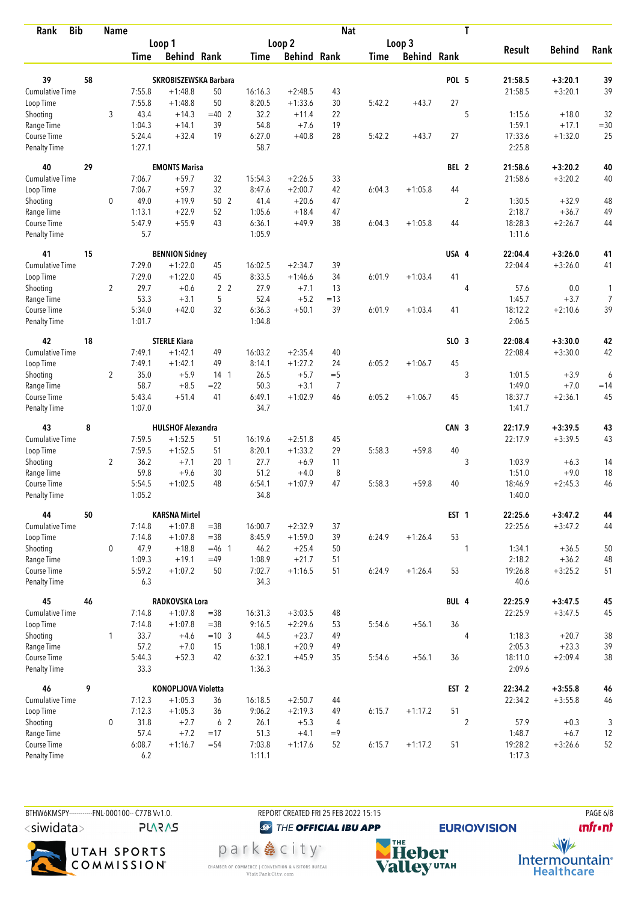| Rank | Bib | Name | | Loop 1 | | | Loop 2 | | | Nat | Loop 3 | | T | Result | Behind | Rank |
|---|---|---|---|---|---|---|---|---|---|---|---|---|---|---|---|---|
| | | | | Time | Behind | Rank | Time | Behind | Rank | Time | Behind | Rank | | | | |
| 39 | 58 | SKROBISZEWSKA Barbara | | | | | | | | | | POL | 5 | 21:58.5 | +3:20.1 | 39 |
| Cumulative Time | | | | 7:55.8 | +1:48.8 | 50 | 16:16.3 | +2:48.5 | 43 | | | | | 21:58.5 | +3:20.1 | 39 |
| Loop Time | | | | 7:55.8 | +1:48.8 | 50 | 8:20.5 | +1:33.6 | 30 | 5:42.2 | +43.7 | 27 | | | | |
| Shooting | | | 3 | 43.4 | +14.3 | =40 2 | 32.2 | +11.4 | 22 | | | | 5 | 1:15.6 | +18.0 | 32 |
| Range Time | | | | 1:04.3 | +14.1 | 39 | 54.8 | +7.6 | 19 | | | | | 1:59.1 | +17.1 | =30 |
| Course Time | | | | 5:24.4 | +32.4 | 19 | 6:27.0 | +40.8 | 28 | 5:42.2 | +43.7 | 27 | | 17:33.6 | +1:32.0 | 25 |
| Penalty Time | | | | 1:27.1 | | | 58.7 | | | | | | | 2:25.8 | | |
| 40 | 29 | EMONTS Marisa | | | | | | | | | | BEL | 2 | 21:58.6 | +3:20.2 | 40 |
| Cumulative Time | | | | 7:06.7 | +59.7 | 32 | 15:54.3 | +2:26.5 | 33 | | | | | 21:58.6 | +3:20.2 | 40 |
| Loop Time | | | | 7:06.7 | +59.7 | 32 | 8:47.6 | +2:00.7 | 42 | 6:04.3 | +1:05.8 | 44 | | | | |
| Shooting | | | 0 | 49.0 | +19.9 | 50 2 | 41.4 | +20.6 | 47 | | | | 2 | 1:30.5 | +32.9 | 48 |
| Range Time | | | | 1:13.1 | +22.9 | 52 | 1:05.6 | +18.4 | 47 | | | | | 2:18.7 | +36.7 | 49 |
| Course Time | | | | 5:47.9 | +55.9 | 43 | 6:36.1 | +49.9 | 38 | 6:04.3 | +1:05.8 | 44 | | 18:28.3 | +2:26.7 | 44 |
| Penalty Time | | | | 5.7 | | | 1:05.9 | | | | | | | 1:11.6 | | |
| 41 | 15 | BENNION Sidney | | | | | | | | | | USA | 4 | 22:04.4 | +3:26.0 | 41 |
| Cumulative Time | | | | 7:29.0 | +1:22.0 | 45 | 16:02.5 | +2:34.7 | 39 | | | | | 22:04.4 | +3:26.0 | 41 |
| Loop Time | | | | 7:29.0 | +1:22.0 | 45 | 8:33.5 | +1:46.6 | 34 | 6:01.9 | +1:03.4 | 41 | | | | |
| Shooting | | | 2 | 29.7 | +0.6 | 2 2 | 27.9 | +7.1 | 13 | | | | 4 | 57.6 | 0.0 | 1 |
| Range Time | | | | 53.3 | +3.1 | 5 | 52.4 | +5.2 | =13 | | | | | 1:45.7 | +3.7 | 7 |
| Course Time | | | | 5:34.0 | +42.0 | 32 | 6:36.3 | +50.1 | 39 | 6:01.9 | +1:03.4 | 41 | | 18:12.2 | +2:10.6 | 39 |
| Penalty Time | | | | 1:01.7 | | | 1:04.8 | | | | | | | 2:06.5 | | |
| 42 | 18 | STERLE Kiara | | | | | | | | | | SLO | 3 | 22:08.4 | +3:30.0 | 42 |
| Cumulative Time | | | | 7:49.1 | +1:42.1 | 49 | 16:03.2 | +2:35.4 | 40 | | | | | 22:08.4 | +3:30.0 | 42 |
| Loop Time | | | | 7:49.1 | +1:42.1 | 49 | 8:14.1 | +1:27.2 | 24 | 6:05.2 | +1:06.7 | 45 | | | | |
| Shooting | | | 2 | 35.0 | +5.9 | 14 1 | 26.5 | +5.7 | =5 | | | | 3 | 1:01.5 | +3.9 | 6 |
| Range Time | | | | 58.7 | +8.5 | =22 | 50.3 | +3.1 | 7 | | | | | 1:49.0 | +7.0 | =14 |
| Course Time | | | | 5:43.4 | +51.4 | 41 | 6:49.1 | +1:02.9 | 46 | 6:05.2 | +1:06.7 | 45 | | 18:37.7 | +2:36.1 | 45 |
| Penalty Time | | | | 1:07.0 | | | 34.7 | | | | | | | 1:41.7 | | |
| 43 | 8 | HULSHOF Alexandra | | | | | | | | | | CAN | 3 | 22:17.9 | +3:39.5 | 43 |
| Cumulative Time | | | | 7:59.5 | +1:52.5 | 51 | 16:19.6 | +2:51.8 | 45 | | | | | 22:17.9 | +3:39.5 | 43 |
| Loop Time | | | | 7:59.5 | +1:52.5 | 51 | 8:20.1 | +1:33.2 | 29 | 5:58.3 | +59.8 | 40 | | | | |
| Shooting | | | 2 | 36.2 | +7.1 | 20 1 | 27.7 | +6.9 | 11 | | | | 3 | 1:03.9 | +6.3 | 14 |
| Range Time | | | | 59.8 | +9.6 | 30 | 51.2 | +4.0 | 8 | | | | | 1:51.0 | +9.0 | 18 |
| Course Time | | | | 5:54.5 | +1:02.5 | 48 | 6:54.1 | +1:07.9 | 47 | 5:58.3 | +59.8 | 40 | | 18:46.9 | +2:45.3 | 46 |
| Penalty Time | | | | 1:05.2 | | | 34.8 | | | | | | | 1:40.0 | | |
| 44 | 50 | KARSNA Mirtel | | | | | | | | | | EST | 1 | 22:25.6 | +3:47.2 | 44 |
| Cumulative Time | | | | 7:14.8 | +1:07.8 | =38 | 16:00.7 | +2:32.9 | 37 | | | | | 22:25.6 | +3:47.2 | 44 |
| Loop Time | | | | 7:14.8 | +1:07.8 | =38 | 8:45.9 | +1:59.0 | 39 | 6:24.9 | +1:26.4 | 53 | | | | |
| Shooting | | | 0 | 47.9 | +18.8 | =46 1 | 46.2 | +25.4 | 50 | | | | 1 | 1:34.1 | +36.5 | 50 |
| Range Time | | | | 1:09.3 | +19.1 | =49 | 1:08.9 | +21.7 | 51 | | | | | 2:18.2 | +36.2 | 48 |
| Course Time | | | | 5:59.2 | +1:07.2 | 50 | 7:02.7 | +1:16.5 | 51 | 6:24.9 | +1:26.4 | 53 | | 19:26.8 | +3:25.2 | 51 |
| Penalty Time | | | | 6.3 | | | 34.3 | | | | | | | 40.6 | | |
| 45 | 46 | RADKOVSKA Lora | | | | | | | | | | BUL | 4 | 22:25.9 | +3:47.5 | 45 |
| Cumulative Time | | | | 7:14.8 | +1:07.8 | =38 | 16:31.3 | +3:03.5 | 48 | | | | | 22:25.9 | +3:47.5 | 45 |
| Loop Time | | | | 7:14.8 | +1:07.8 | =38 | 9:16.5 | +2:29.6 | 53 | 5:54.6 | +56.1 | 36 | | | | |
| Shooting | | | 1 | 33.7 | +4.6 | =10 3 | 44.5 | +23.7 | 49 | | | | 4 | 1:18.3 | +20.7 | 38 |
| Range Time | | | | 57.2 | +7.0 | 15 | 1:08.1 | +20.9 | 49 | | | | | 2:05.3 | +23.3 | 39 |
| Course Time | | | | 5:44.3 | +52.3 | 42 | 6:32.1 | +45.9 | 35 | 5:54.6 | +56.1 | 36 | | 18:11.0 | +2:09.4 | 38 |
| Penalty Time | | | | 33.3 | | | 1:36.3 | | | | | | | 2:09.6 | | |
| 46 | 9 | KONOPLJOVA Violetta | | | | | | | | | | EST | 2 | 22:34.2 | +3:55.8 | 46 |
| Cumulative Time | | | | 7:12.3 | +1:05.3 | 36 | 16:18.5 | +2:50.7 | 44 | | | | | 22:34.2 | +3:55.8 | 46 |
| Loop Time | | | | 7:12.3 | +1:05.3 | 36 | 9:06.2 | +2:19.3 | 49 | 6:15.7 | +1:17.2 | 51 | | | | |
| Shooting | | | 0 | 31.8 | +2.7 | 6 2 | 26.1 | +5.3 | 4 | | | | 2 | 57.9 | +0.3 | 3 |
| Range Time | | | | 57.4 | +7.2 | =17 | 51.3 | +4.1 | =9 | | | | | 1:48.7 | +6.7 | 12 |
| Course Time | | | | 6:08.7 | +1:16.7 | =54 | 7:03.8 | +1:17.6 | 52 | 6:15.7 | +1:17.2 | 51 | | 19:28.2 | +3:26.6 | 52 |
| Penalty Time | | | | 6.2 | | | 1:11.1 | | | | | | | 1:17.3 | | |

BTHW6KMSPY-----------FNL-000100-- C77B Vv1.0. REPORT CREATED FRI 25 FEB 2022 15:15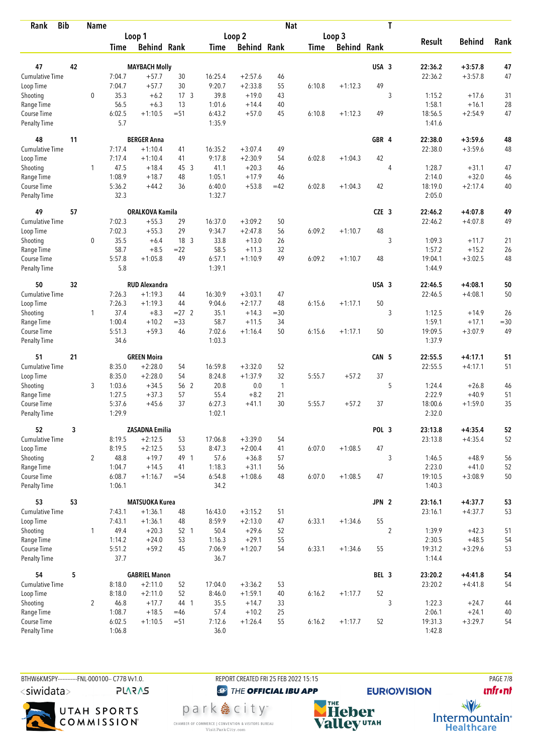| Rank | Bib | Name | | Loop 1 | | | Loop 2 | | | Loop 3 | | | Nat | T | Result | Behind | Rank |
|---|---|---|---|---|---|---|---|---|---|---|---|---|---|---|---|---|---|
| | | | | Time | Behind | Rank | Time | Behind | Rank | Time | Behind | Rank | | | | | |
| 47 | 42 | MAYBACH Molly | | | | | | | | | | | USA | 3 | 22:36.2 | +3:57.8 | 47 |
| Cumulative Time | | | | 7:04.7 | +57.7 | 30 | 16:25.4 | +2:57.6 | 46 | | | | | | 22:36.2 | +3:57.8 | 47 |
| Loop Time | | | | 7:04.7 | +57.7 | 30 | 9:20.7 | +2:33.8 | 55 | 6:10.8 | +1:12.3 | 49 | | | | | |
| Shooting | | | 0 | 35.3 | +6.2 | 17 3 | 39.8 | +19.0 | 43 | | | | | 3 | 1:15.2 | +17.6 | 31 |
| Range Time | | | | 56.5 | +6.3 | 13 | 1:01.6 | +14.4 | 40 | | | | | | 1:58.1 | +16.1 | 28 |
| Course Time | | | | 6:02.5 | +1:10.5 | =51 | 6:43.2 | +57.0 | 45 | 6:10.8 | +1:12.3 | 49 | | | 18:56.5 | +2:54.9 | 47 |
| Penalty Time | | | | 5.7 | | | 1:35.9 | | | | | | | | 1:41.6 | | |
| 48 | 11 | BERGER Anna | | | | | | | | | | | GBR | 4 | 22:38.0 | +3:59.6 | 48 |
| Cumulative Time | | | | 7:17.4 | +1:10.4 | 41 | 16:35.2 | +3:07.4 | 49 | | | | | | 22:38.0 | +3:59.6 | 48 |
| Loop Time | | | | 7:17.4 | +1:10.4 | 41 | 9:17.8 | +2:30.9 | 54 | 6:02.8 | +1:04.3 | 42 | | | | | |
| Shooting | | | 1 | 47.5 | +18.4 | 45 3 | 41.1 | +20.3 | 46 | | | | | 4 | 1:28.7 | +31.1 | 47 |
| Range Time | | | | 1:08.9 | +18.7 | 48 | 1:05.1 | +17.9 | 46 | | | | | | 2:14.0 | +32.0 | 46 |
| Course Time | | | | 5:36.2 | +44.2 | 36 | 6:40.0 | +53.8 | =42 | 6:02.8 | +1:04.3 | 42 | | | 18:19.0 | +2:17.4 | 40 |
| Penalty Time | | | | 32.3 | | | 1:32.7 | | | | | | | | 2:05.0 | | |
| 49 | 57 | ORALKOVA Kamila | | | | | | | | | | | CZE | 3 | 22:46.2 | +4:07.8 | 49 |
| Cumulative Time | | | | 7:02.3 | +55.3 | 29 | 16:37.0 | +3:09.2 | 50 | | | | | | 22:46.2 | +4:07.8 | 49 |
| Loop Time | | | | 7:02.3 | +55.3 | 29 | 9:34.7 | +2:47.8 | 56 | 6:09.2 | +1:10.7 | 48 | | | | | |
| Shooting | | | 0 | 35.5 | +6.4 | 18 3 | 33.8 | +13.0 | 26 | | | | | 3 | 1:09.3 | +11.7 | 21 |
| Range Time | | | | 58.7 | +8.5 | =22 | 58.5 | +11.3 | 32 | | | | | | 1:57.2 | +15.2 | 26 |
| Course Time | | | | 5:57.8 | +1:05.8 | 49 | 6:57.1 | +1:10.9 | 49 | 6:09.2 | +1:10.7 | 48 | | | 19:04.1 | +3:02.5 | 48 |
| Penalty Time | | | | 5.8 | | | 1:39.1 | | | | | | | | 1:44.9 | | |
| 50 | 32 | RUD Alexandra | | | | | | | | | | | USA | 3 | 22:46.5 | +4:08.1 | 50 |
| Cumulative Time | | | | 7:26.3 | +1:19.3 | 44 | 16:30.9 | +3:03.1 | 47 | | | | | | 22:46.5 | +4:08.1 | 50 |
| Loop Time | | | | 7:26.3 | +1:19.3 | 44 | 9:04.6 | +2:17.7 | 48 | 6:15.6 | +1:17.1 | 50 | | | | | |
| Shooting | | | 1 | 37.4 | +8.3 | =27 2 | 35.1 | +14.3 | =30 | | | | | 3 | 1:12.5 | +14.9 | 26 |
| Range Time | | | | 1:00.4 | +10.2 | =33 | 58.7 | +11.5 | 34 | | | | | | 1:59.1 | +17.1 | =30 |
| Course Time | | | | 5:51.3 | +59.3 | 46 | 7:02.6 | +1:16.4 | 50 | 6:15.6 | +1:17.1 | 50 | | | 19:09.5 | +3:07.9 | 49 |
| Penalty Time | | | | 34.6 | | | 1:03.3 | | | | | | | | 1:37.9 | | |
| 51 | 21 | GREEN Moira | | | | | | | | | | | CAN | 5 | 22:55.5 | +4:17.1 | 51 |
| Cumulative Time | | | | 8:35.0 | +2:28.0 | 54 | 16:59.8 | +3:32.0 | 52 | | | | | | 22:55.5 | +4:17.1 | 51 |
| Loop Time | | | | 8:35.0 | +2:28.0 | 54 | 8:24.8 | +1:37.9 | 32 | 5:55.7 | +57.2 | 37 | | | | | |
| Shooting | | | 3 | 1:03.6 | +34.5 | 56 2 | 20.8 | 0.0 | 1 | | | | | 5 | 1:24.4 | +26.8 | 46 |
| Range Time | | | | 1:27.5 | +37.3 | 57 | 55.4 | +8.2 | 21 | | | | | | 2:22.9 | +40.9 | 51 |
| Course Time | | | | 5:37.6 | +45.6 | 37 | 6:27.3 | +41.1 | 30 | 5:55.7 | +57.2 | 37 | | | 18:00.6 | +1:59.0 | 35 |
| Penalty Time | | | | 1:29.9 | | | 1:02.1 | | | | | | | | 2:32.0 | | |
| 52 | 3 | ZASADNA Emilia | | | | | | | | | | | POL | 3 | 23:13.8 | +4:35.4 | 52 |
| Cumulative Time | | | | 8:19.5 | +2:12.5 | 53 | 17:06.8 | +3:39.0 | 54 | | | | | | 23:13.8 | +4:35.4 | 52 |
| Loop Time | | | | 8:19.5 | +2:12.5 | 53 | 8:47.3 | +2:00.4 | 41 | 6:07.0 | +1:08.5 | 47 | | | | | |
| Shooting | | | 2 | 48.8 | +19.7 | 49 1 | 57.6 | +36.8 | 57 | | | | | 3 | 1:46.5 | +48.9 | 56 |
| Range Time | | | | 1:04.7 | +14.5 | 41 | 1:18.3 | +31.1 | 56 | | | | | | 2:23.0 | +41.0 | 52 |
| Course Time | | | | 6:08.7 | +1:16.7 | =54 | 6:54.8 | +1:08.6 | 48 | 6:07.0 | +1:08.5 | 47 | | | 19:10.5 | +3:08.9 | 50 |
| Penalty Time | | | | 1:06.1 | | | 34.2 | | | | | | | | 1:40.3 | | |
| 53 | 53 | MATSUOKA Kurea | | | | | | | | | | | JPN | 2 | 23:16.1 | +4:37.7 | 53 |
| Cumulative Time | | | | 7:43.1 | +1:36.1 | 48 | 16:43.0 | +3:15.2 | 51 | | | | | | 23:16.1 | +4:37.7 | 53 |
| Loop Time | | | | 7:43.1 | +1:36.1 | 48 | 8:59.9 | +2:13.0 | 47 | 6:33.1 | +1:34.6 | 55 | | | | | |
| Shooting | | | 1 | 49.4 | +20.3 | 52 1 | 50.4 | +29.6 | 52 | | | | | 2 | 1:39.9 | +42.3 | 51 |
| Range Time | | | | 1:14.2 | +24.0 | 53 | 1:16.3 | +29.1 | 55 | | | | | | 2:30.5 | +48.5 | 54 |
| Course Time | | | | 5:51.2 | +59.2 | 45 | 7:06.9 | +1:20.7 | 54 | 6:33.1 | +1:34.6 | 55 | | | 19:31.2 | +3:29.6 | 53 |
| Penalty Time | | | | 37.7 | | | 36.7 | | | | | | | | 1:14.4 | | |
| 54 | 5 | GABRIEL Manon | | | | | | | | | | | BEL | 3 | 23:20.2 | +4:41.8 | 54 |
| Cumulative Time | | | | 8:18.0 | +2:11.0 | 52 | 17:04.0 | +3:36.2 | 53 | | | | | | 23:20.2 | +4:41.8 | 54 |
| Loop Time | | | | 8:18.0 | +2:11.0 | 52 | 8:46.0 | +1:59.1 | 40 | 6:16.2 | +1:17.7 | 52 | | | | | |
| Shooting | | | 2 | 46.8 | +17.7 | 44 1 | 35.5 | +14.7 | 33 | | | | | 3 | 1:22.3 | +24.7 | 44 |
| Range Time | | | | 1:08.7 | +18.5 | =46 | 57.4 | +10.2 | 25 | | | | | | 2:06.1 | +24.1 | 40 |
| Course Time | | | | 6:02.5 | +1:10.5 | =51 | 7:12.6 | +1:26.4 | 55 | 6:16.2 | +1:17.7 | 52 | | | 19:31.3 | +3:29.7 | 54 |
| Penalty Time | | | | 1:06.8 | | | 36.0 | | | | | | | | 1:42.8 | | |

BTHW6KMSPY-----------FNL-000100-- C77B Vv1.0. REPORT CREATED FRI 25 FEB 2022 15:15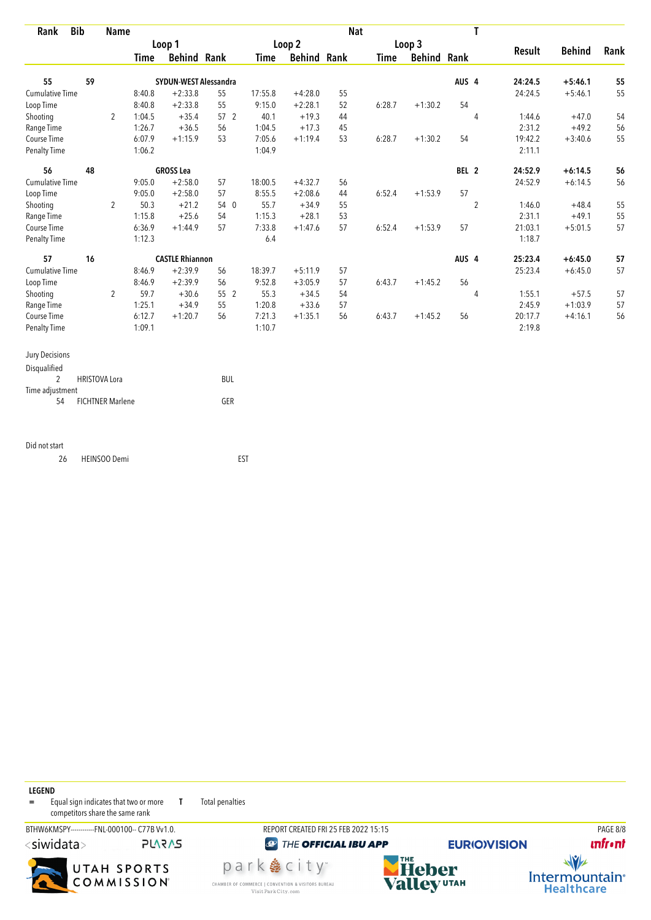| Rank | Bib | | Name | Loop 1 Time | Loop 1 Behind | Loop 1 Rank | | Loop 2 Time | Loop 2 Behind | Loop 2 Rank | Loop 3 Time | Loop 3 Behind | Loop 3 Rank | Nat | T | Result | Behind | Rank |
|---|---|---|---|---|---|---|---|---|---|---|---|---|---|---|---|---|---|---|
| **55** | **59** | | **SYDUN-WEST Alessandra** | | | | | | | | | | | **AUS** | **4** | **24:24.5** | **+5:46.1** | **55** |
| Cumulative Time | | | | 8:40.8 | +2:33.8 | 55 | | 17:55.8 | +4:28.0 | 55 | | | | | | 24:24.5 | +5:46.1 | 55 |
| Loop Time | | | | 8:40.8 | +2:33.8 | 55 | | 9:15.0 | +2:28.1 | 52 | 6:28.7 | +1:30.2 | 54 | | | | | |
| Shooting | | 2 | | 1:04.5 | +35.4 | 57 | 2 | 40.1 | +19.3 | 44 | | | | | 4 | 1:44.6 | +47.0 | 54 |
| Range Time | | | | 1:26.7 | +36.5 | 56 | | 1:04.5 | +17.3 | 45 | | | | | | 2:31.2 | +49.2 | 56 |
| Course Time | | | | 6:07.9 | +1:15.9 | 53 | | 7:05.6 | +1:19.4 | 53 | 6:28.7 | +1:30.2 | 54 | | | 19:42.2 | +3:40.6 | 55 |
| Penalty Time | | | | 1:06.2 | | | | 1:04.9 | | | | | | | | 2:11.1 | | |
| **56** | **48** | | **GROSS Lea** | | | | | | | | | | | **BEL** | **2** | **24:52.9** | **+6:14.5** | **56** |
| Cumulative Time | | | | 9:05.0 | +2:58.0 | 57 | | 18:00.5 | +4:32.7 | 56 | | | | | | 24:52.9 | +6:14.5 | 56 |
| Loop Time | | | | 9:05.0 | +2:58.0 | 57 | | 8:55.5 | +2:08.6 | 44 | 6:52.4 | +1:53.9 | 57 | | | | | |
| Shooting | | 2 | | 50.3 | +21.2 | 54 | 0 | 55.7 | +34.9 | 55 | | | | | 2 | 1:46.0 | +48.4 | 55 |
| Range Time | | | | 1:15.8 | +25.6 | 54 | | 1:15.3 | +28.1 | 53 | | | | | | 2:31.1 | +49.1 | 55 |
| Course Time | | | | 6:36.9 | +1:44.9 | 57 | | 7:33.8 | +1:47.6 | 57 | 6:52.4 | +1:53.9 | 57 | | | 21:03.1 | +5:01.5 | 57 |
| Penalty Time | | | | 1:12.3 | | | | 6.4 | | | | | | | | 1:18.7 | | |
| **57** | **16** | | **CASTLE Rhiannon** | | | | | | | | | | | **AUS** | **4** | **25:23.4** | **+6:45.0** | **57** |
| Cumulative Time | | | | 8:46.9 | +2:39.9 | 56 | | 18:39.7 | +5:11.9 | 57 | | | | | | 25:23.4 | +6:45.0 | 57 |
| Loop Time | | | | 8:46.9 | +2:39.9 | 56 | | 9:52.8 | +3:05.9 | 57 | 6:43.7 | +1:45.2 | 56 | | | | | |
| Shooting | | 2 | | 59.7 | +30.6 | 55 | 2 | 55.3 | +34.5 | 54 | | | | | 4 | 1:55.1 | +57.5 | 57 |
| Range Time | | | | 1:25.1 | +34.9 | 55 | | 1:20.8 | +33.6 | 57 | | | | | | 2:45.9 | +1:03.9 | 57 |
| Course Time | | | | 6:12.7 | +1:20.7 | 56 | | 7:21.3 | +1:35.1 | 56 | 6:43.7 | +1:45.2 | 56 | | | 20:17.7 | +4:16.1 | 56 |
| Penalty Time | | | | 1:09.1 | | | | 1:10.7 | | | | | | | | 2:19.8 | | |

Jury Decisions

Disqualified

| | | |
|---|---|---|
| 2 | HRISTOVA Lora | BUL |

Time adjustment

| | | |
|---|---|---|
| 54 | FICHTNER Marlene | GER |

Did not start

| | | |
|---|---|---|
| 26 | HEINSOO Demi | EST |

**LEGEND**

= Equal sign indicates that two or more competitors share the same rank
T Total penalties

BTHW6KMSPY-----------FNL-000100-- C77B Vv1.0. REPORT CREATED FRI 25 FEB 2022 15:15